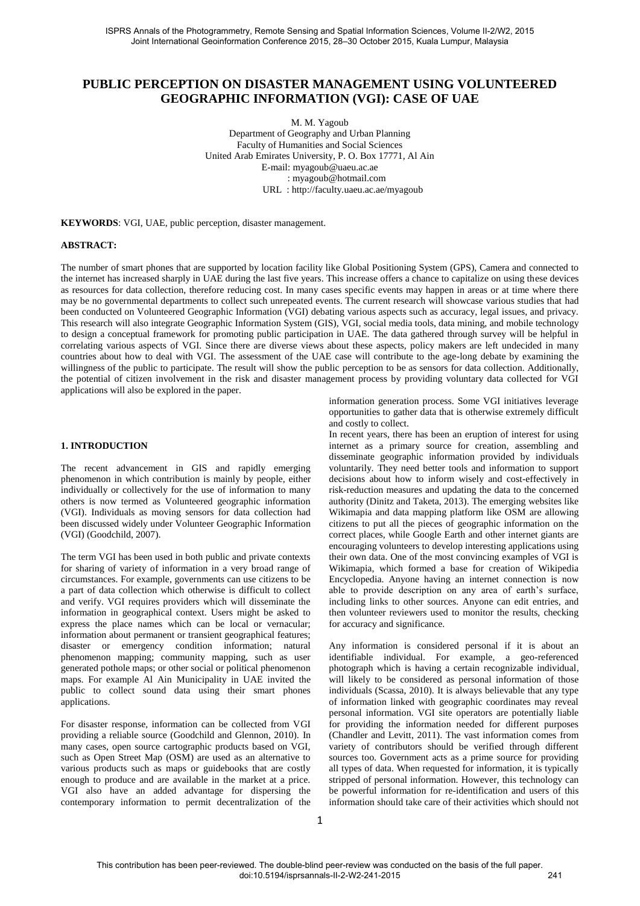# PUBLIC PERCEPTION ON DISASTER MANAGEMENT USING VOLUNTEERED GEOGRAPHIC INFORMATION (VGI): CASE OF UAE

M. M. Yagoub
Department of Geography and Urban Planning
Faculty of Humanities and Social Sciences
United Arab Emirates University, P. O. Box 17771, Al Ain
E-mail: myagoub@uaeu.ac.ae
: myagoub@hotmail.com
URL : http://faculty.uaeu.ac.ae/myagoub

**KEYWORDS**: VGI, UAE, public perception, disaster management.

**ABSTRACT:**

The number of smart phones that are supported by location facility like Global Positioning System (GPS), Camera and connected to the internet has increased sharply in UAE during the last five years. This increase offers a chance to capitalize on using these devices as resources for data collection, therefore reducing cost. In many cases specific events may happen in areas or at time where there may be no governmental departments to collect such unrepeated events. The current research will showcase various studies that had been conducted on Volunteered Geographic Information (VGI) debating various aspects such as accuracy, legal issues, and privacy. This research will also integrate Geographic Information System (GIS), VGI, social media tools, data mining, and mobile technology to design a conceptual framework for promoting public participation in UAE. The data gathered through survey will be helpful in correlating various aspects of VGI. Since there are diverse views about these aspects, policy makers are left undecided in many countries about how to deal with VGI. The assessment of the UAE case will contribute to the age-long debate by examining the willingness of the public to participate. The result will show the public perception to be as sensors for data collection. Additionally, the potential of citizen involvement in the risk and disaster management process by providing voluntary data collected for VGI applications will also be explored in the paper.

## 1. INTRODUCTION

The recent advancement in GIS and rapidly emerging phenomenon in which contribution is mainly by people, either individually or collectively for the use of information to many others is now termed as Volunteered geographic information (VGI). Individuals as moving sensors for data collection had been discussed widely under Volunteer Geographic Information (VGI) (Goodchild, 2007).

The term VGI has been used in both public and private contexts for sharing of variety of information in a very broad range of circumstances. For example, governments can use citizens to be a part of data collection which otherwise is difficult to collect and verify. VGI requires providers which will disseminate the information in geographical context. Users might be asked to express the place names which can be local or vernacular; information about permanent or transient geographical features; disaster or emergency condition information; natural phenomenon mapping; community mapping, such as user generated pothole maps; or other social or political phenomenon maps. For example Al Ain Municipality in UAE invited the public to collect sound data using their smart phones applications.

For disaster response, information can be collected from VGI providing a reliable source (Goodchild and Glennon, 2010). In many cases, open source cartographic products based on VGI, such as Open Street Map (OSM) are used as an alternative to various products such as maps or guidebooks that are costly enough to produce and are available in the market at a price. VGI also have an added advantage for dispersing the contemporary information to permit decentralization of the information generation process. Some VGI initiatives leverage opportunities to gather data that is otherwise extremely difficult and costly to collect.

In recent years, there has been an eruption of interest for using internet as a primary source for creation, assembling and disseminate geographic information provided by individuals voluntarily. They need better tools and information to support decisions about how to inform wisely and cost-effectively in risk-reduction measures and updating the data to the concerned authority (Dinitz and Taketa, 2013). The emerging websites like Wikimapia and data mapping platform like OSM are allowing citizens to put all the pieces of geographic information on the correct places, while Google Earth and other internet giants are encouraging volunteers to develop interesting applications using their own data. One of the most convincing examples of VGI is Wikimapia, which formed a base for creation of Wikipedia Encyclopedia. Anyone having an internet connection is now able to provide description on any area of earth's surface, including links to other sources. Anyone can edit entries, and then volunteer reviewers used to monitor the results, checking for accuracy and significance.

Any information is considered personal if it is about an identifiable individual. For example, a geo-referenced photograph which is having a certain recognizable individual, will likely to be considered as personal information of those individuals (Scassa, 2010). It is always believable that any type of information linked with geographic coordinates may reveal personal information. VGI site operators are potentially liable for providing the information needed for different purposes (Chandler and Levitt, 2011). The vast information comes from variety of contributors should be verified through different sources too. Government acts as a prime source for providing all types of data. When requested for information, it is typically stripped of personal information. However, this technology can be powerful information for re-identification and users of this information should take care of their activities which should not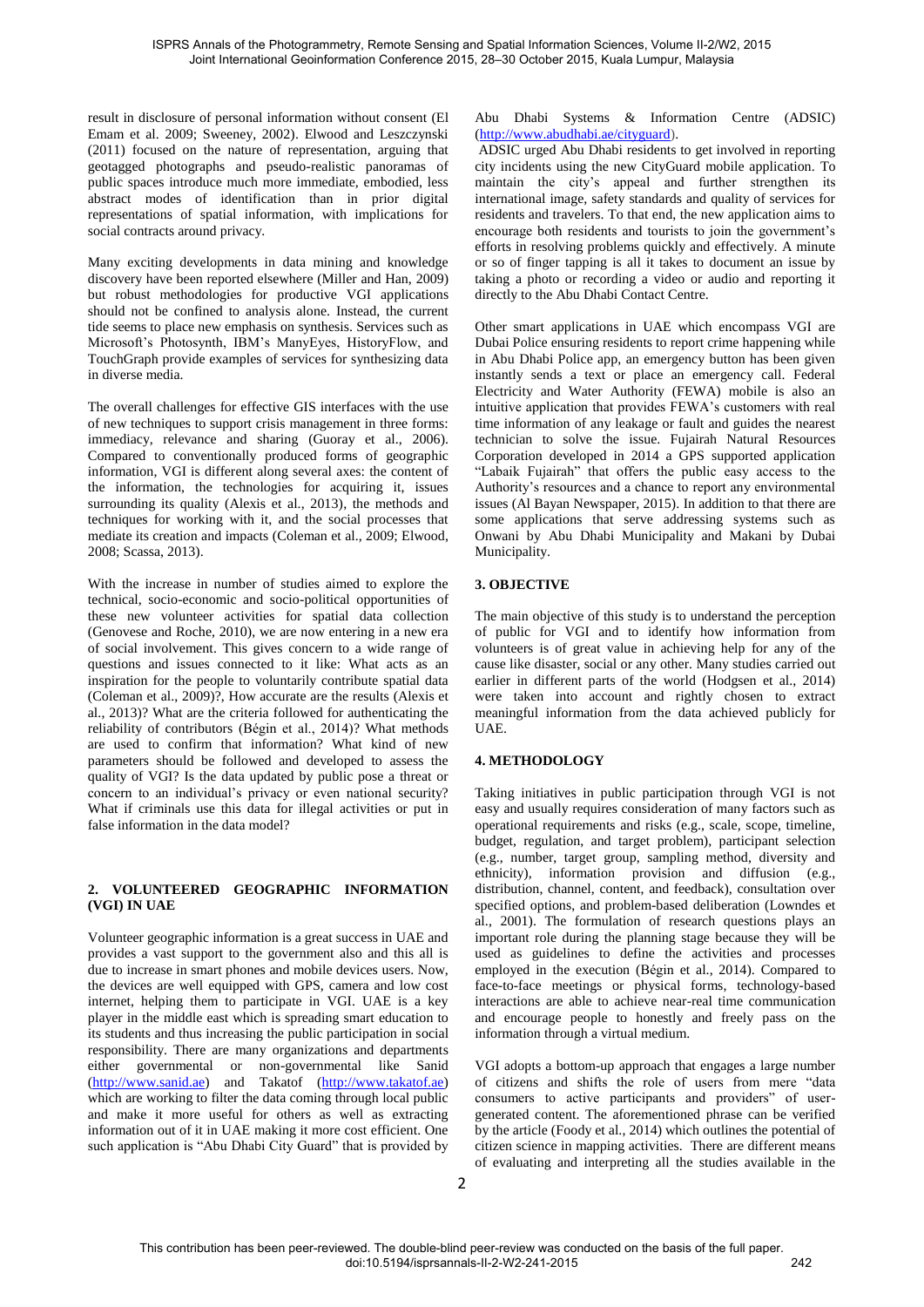result in disclosure of personal information without consent (El Emam et al. 2009; Sweeney, 2002). Elwood and Leszczynski (2011) focused on the nature of representation, arguing that geotagged photographs and pseudo-realistic panoramas of public spaces introduce much more immediate, embodied, less abstract modes of identification than in prior digital representations of spatial information, with implications for social contracts around privacy.

Many exciting developments in data mining and knowledge discovery have been reported elsewhere (Miller and Han, 2009) but robust methodologies for productive VGI applications should not be confined to analysis alone. Instead, the current tide seems to place new emphasis on synthesis. Services such as Microsoft's Photosynth, IBM's ManyEyes, HistoryFlow, and TouchGraph provide examples of services for synthesizing data in diverse media.

The overall challenges for effective GIS interfaces with the use of new techniques to support crisis management in three forms: immediacy, relevance and sharing (Guoray et al., 2006). Compared to conventionally produced forms of geographic information, VGI is different along several axes: the content of the information, the technologies for acquiring it, issues surrounding its quality (Alexis et al., 2013), the methods and techniques for working with it, and the social processes that mediate its creation and impacts (Coleman et al., 2009; Elwood, 2008; Scassa, 2013).

With the increase in number of studies aimed to explore the technical, socio-economic and socio-political opportunities of these new volunteer activities for spatial data collection (Genovese and Roche, 2010), we are now entering in a new era of social involvement. This gives concern to a wide range of questions and issues connected to it like: What acts as an inspiration for the people to voluntarily contribute spatial data (Coleman et al., 2009)?, How accurate are the results (Alexis et al., 2013)? What are the criteria followed for authenticating the reliability of contributors (Bégin et al., 2014)? What methods are used to confirm that information? What kind of new parameters should be followed and developed to assess the quality of VGI? Is the data updated by public pose a threat or concern to an individual's privacy or even national security? What if criminals use this data for illegal activities or put in false information in the data model?

## 2. VOLUNTEERED GEOGRAPHIC INFORMATION (VGI) IN UAE

Volunteer geographic information is a great success in UAE and provides a vast support to the government also and this all is due to increase in smart phones and mobile devices users. Now, the devices are well equipped with GPS, camera and low cost internet, helping them to participate in VGI. UAE is a key player in the middle east which is spreading smart education to its students and thus increasing the public participation in social responsibility. There are many organizations and departments either governmental or non-governmental like Sanid (http://www.sanid.ae) and Takatof (http://www.takatof.ae) which are working to filter the data coming through local public and make it more useful for others as well as extracting information out of it in UAE making it more cost efficient. One such application is "Abu Dhabi City Guard" that is provided by Abu Dhabi Systems & Information Centre (ADSIC) (http://www.abudhabi.ae/cityguard).

ADSIC urged Abu Dhabi residents to get involved in reporting city incidents using the new CityGuard mobile application. To maintain the city's appeal and further strengthen its international image, safety standards and quality of services for residents and travelers. To that end, the new application aims to encourage both residents and tourists to join the government's efforts in resolving problems quickly and effectively. A minute or so of finger tapping is all it takes to document an issue by taking a photo or recording a video or audio and reporting it directly to the Abu Dhabi Contact Centre.

Other smart applications in UAE which encompass VGI are Dubai Police ensuring residents to report crime happening while in Abu Dhabi Police app, an emergency button has been given instantly sends a text or place an emergency call. Federal Electricity and Water Authority (FEWA) mobile is also an intuitive application that provides FEWA's customers with real time information of any leakage or fault and guides the nearest technician to solve the issue. Fujairah Natural Resources Corporation developed in 2014 a GPS supported application "Labaik Fujairah" that offers the public easy access to the Authority's resources and a chance to report any environmental issues (Al Bayan Newspaper, 2015). In addition to that there are some applications that serve addressing systems such as Onwani by Abu Dhabi Municipality and Makani by Dubai Municipality.

## 3. OBJECTIVE

The main objective of this study is to understand the perception of public for VGI and to identify how information from volunteers is of great value in achieving help for any of the cause like disaster, social or any other. Many studies carried out earlier in different parts of the world (Hodgsen et al., 2014) were taken into account and rightly chosen to extract meaningful information from the data achieved publicly for UAE.

## 4. METHODOLOGY

Taking initiatives in public participation through VGI is not easy and usually requires consideration of many factors such as operational requirements and risks (e.g., scale, scope, timeline, budget, regulation, and target problem), participant selection (e.g., number, target group, sampling method, diversity and ethnicity), information provision and diffusion (e.g., distribution, channel, content, and feedback), consultation over specified options, and problem-based deliberation (Lowndes et al., 2001). The formulation of research questions plays an important role during the planning stage because they will be used as guidelines to define the activities and processes employed in the execution (Bégin et al., 2014). Compared to face-to-face meetings or physical forms, technology-based interactions are able to achieve near-real time communication and encourage people to honestly and freely pass on the information through a virtual medium.

VGI adopts a bottom-up approach that engages a large number of citizens and shifts the role of users from mere "data consumers to active participants and providers" of user-generated content. The aforementioned phrase can be verified by the article (Foody et al., 2014) which outlines the potential of citizen science in mapping activities. There are different means of evaluating and interpreting all the studies available in the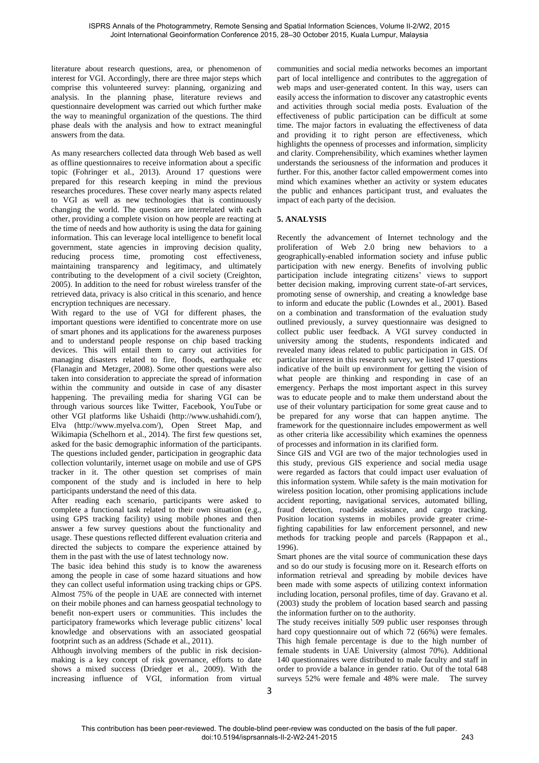literature about research questions, area, or phenomenon of interest for VGI. Accordingly, there are three major steps which comprise this volunteered survey: planning, organizing and analysis. In the planning phase, literature reviews and questionnaire development was carried out which further make the way to meaningful organization of the questions. The third phase deals with the analysis and how to extract meaningful answers from the data.

As many researchers collected data through Web based as well as offline questionnaires to receive information about a specific topic (Fohringer et al., 2013). Around 17 questions were prepared for this research keeping in mind the previous researches procedures. These cover nearly many aspects related to VGI as well as new technologies that is continuously changing the world. The questions are interrelated with each other, providing a complete vision on how people are reacting at the time of needs and how authority is using the data for gaining information. This can leverage local intelligence to benefit local government, state agencies in improving decision quality, reducing process time, promoting cost effectiveness, maintaining transparency and legitimacy, and ultimately contributing to the development of a civil society (Creighton, 2005). In addition to the need for robust wireless transfer of the retrieved data, privacy is also critical in this scenario, and hence encryption techniques are necessary.

With regard to the use of VGI for different phases, the important questions were identified to concentrate more on use of smart phones and its applications for the awareness purposes and to understand people response on chip based tracking devices. This will entail them to carry out activities for managing disasters related to fire, floods, earthquake etc (Flanagin and Metzger, 2008). Some other questions were also taken into consideration to appreciate the spread of information within the community and outside in case of any disaster happening. The prevailing media for sharing VGI can be through various sources like Twitter, Facebook, YouTube or other VGI platforms like Ushaidi (http://www.ushahidi.com/), Elva (http://www.myelva.com/), Open Street Map, and Wikimapia (Schelhorn et al., 2014). The first few questions set, asked for the basic demographic information of the participants. The questions included gender, participation in geographic data collection voluntarily, internet usage on mobile and use of GPS tracker in it. The other question set comprises of main component of the study and is included in here to help participants understand the need of this data.

After reading each scenario, participants were asked to complete a functional task related to their own situation (e.g., using GPS tracking facility) using mobile phones and then answer a few survey questions about the functionality and usage. These questions reflected different evaluation criteria and directed the subjects to compare the experience attained by them in the past with the use of latest technology now.

The basic idea behind this study is to know the awareness among the people in case of some hazard situations and how they can collect useful information using tracking chips or GPS. Almost 75% of the people in UAE are connected with internet on their mobile phones and can harness geospatial technology to benefit non-expert users or communities. This includes the participatory frameworks which leverage public citizens' local knowledge and observations with an associated geospatial footprint such as an address (Schade et al., 2011).

Although involving members of the public in risk decision-making is a key concept of risk governance, efforts to date shows a mixed success (Driedger et al., 2009). With the increasing influence of VGI, information from virtual communities and social media networks becomes an important part of local intelligence and contributes to the aggregation of web maps and user-generated content. In this way, users can easily access the information to discover any catastrophic events and activities through social media posts. Evaluation of the effectiveness of public participation can be difficult at some time. The major factors in evaluating the effectiveness of data and providing it to right person are effectiveness, which highlights the openness of processes and information, simplicity and clarity. Comprehensibility, which examines whether laymen understands the seriousness of the information and produces it further. For this, another factor called empowerment comes into mind which examines whether an activity or system educates the public and enhances participant trust, and evaluates the impact of each party of the decision.

## 5. ANALYSIS

Recently the advancement of Internet technology and the proliferation of Web 2.0 bring new behaviors to a geographically-enabled information society and infuse public participation with new energy. Benefits of involving public participation include integrating citizens' views to support better decision making, improving current state-of-art services, promoting sense of ownership, and creating a knowledge base to inform and educate the public (Lowndes et al., 2001). Based on a combination and transformation of the evaluation study outlined previously, a survey questionnaire was designed to collect public user feedback. A VGI survey conducted in university among the students, respondents indicated and revealed many ideas related to public participation in GIS. Of particular interest in this research survey, we listed 17 questions indicative of the built up environment for getting the vision of what people are thinking and responding in case of an emergency. Perhaps the most important aspect in this survey was to educate people and to make them understand about the use of their voluntary participation for some great cause and to be prepared for any worse that can happen anytime. The framework for the questionnaire includes empowerment as well as other criteria like accessibility which examines the openness of processes and information in its clarified form.

Since GIS and VGI are two of the major technologies used in this study, previous GIS experience and social media usage were regarded as factors that could impact user evaluation of this information system. While safety is the main motivation for wireless position location, other promising applications include accident reporting, navigational services, automated billing, fraud detection, roadside assistance, and cargo tracking. Position location systems in mobiles provide greater crime-fighting capabilities for law enforcement personnel, and new methods for tracking people and parcels (Rappapon et al., 1996).

Smart phones are the vital source of communication these days and so do our study is focusing more on it. Research efforts on information retrieval and spreading by mobile devices have been made with some aspects of utilizing context information including location, personal profiles, time of day. Gravano et al. (2003) study the problem of location based search and passing the information further on to the authority.

The study receives initially 509 public user responses through hard copy questionnaire out of which 72 (66%) were females. This high female percentage is due to the high number of female students in UAE University (almost 70%). Additional 140 questionnaires were distributed to male faculty and staff in order to provide a balance in gender ratio. Out of the total 648 surveys 52% were female and 48% were male. The survey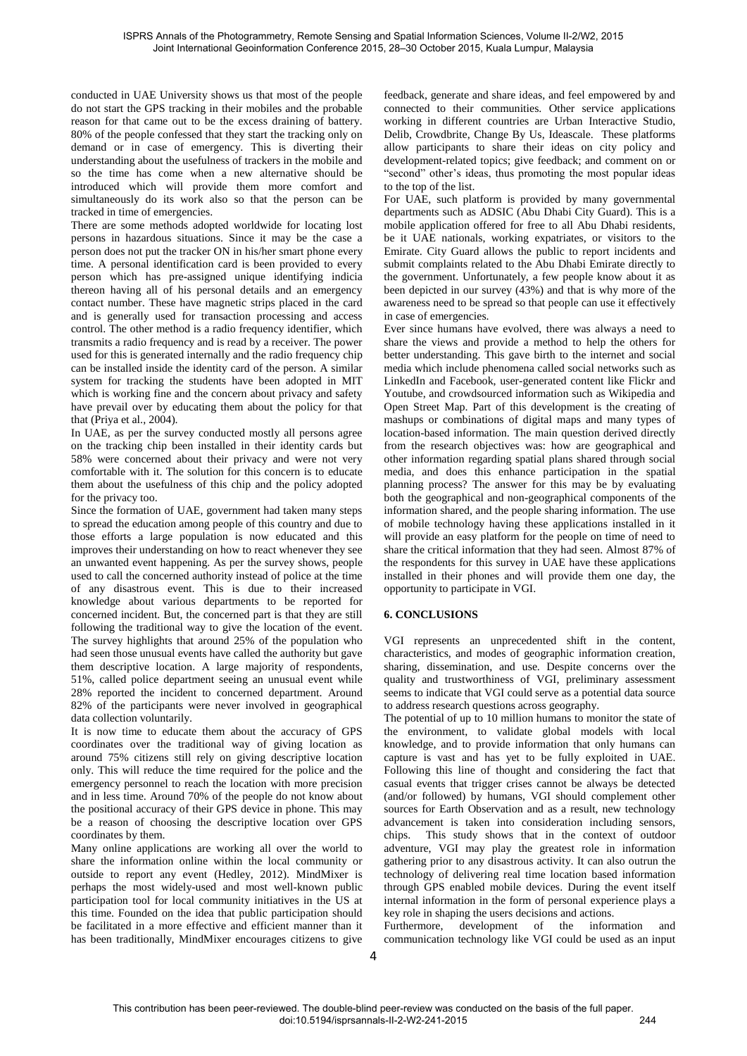conducted in UAE University shows us that most of the people do not start the GPS tracking in their mobiles and the probable reason for that came out to be the excess draining of battery. 80% of the people confessed that they start the tracking only on demand or in case of emergency. This is diverting their understanding about the usefulness of trackers in the mobile and so the time has come when a new alternative should be introduced which will provide them more comfort and simultaneously do its work also so that the person can be tracked in time of emergencies.

There are some methods adopted worldwide for locating lost persons in hazardous situations. Since it may be the case a person does not put the tracker ON in his/her smart phone every time. A personal identification card is been provided to every person which has pre-assigned unique identifying indicia thereon having all of his personal details and an emergency contact number. These have magnetic strips placed in the card and is generally used for transaction processing and access control. The other method is a radio frequency identifier, which transmits a radio frequency and is read by a receiver. The power used for this is generated internally and the radio frequency chip can be installed inside the identity card of the person. A similar system for tracking the students have been adopted in MIT which is working fine and the concern about privacy and safety have prevail over by educating them about the policy for that that (Priya et al., 2004).

In UAE, as per the survey conducted mostly all persons agree on the tracking chip been installed in their identity cards but 58% were concerned about their privacy and were not very comfortable with it. The solution for this concern is to educate them about the usefulness of this chip and the policy adopted for the privacy too.

Since the formation of UAE, government had taken many steps to spread the education among people of this country and due to those efforts a large population is now educated and this improves their understanding on how to react whenever they see an unwanted event happening. As per the survey shows, people used to call the concerned authority instead of police at the time of any disastrous event. This is due to their increased knowledge about various departments to be reported for concerned incident. But, the concerned part is that they are still following the traditional way to give the location of the event. The survey highlights that around 25% of the population who had seen those unusual events have called the authority but gave them descriptive location. A large majority of respondents, 51%, called police department seeing an unusual event while 28% reported the incident to concerned department. Around 82% of the participants were never involved in geographical data collection voluntarily.

It is now time to educate them about the accuracy of GPS coordinates over the traditional way of giving location as around 75% citizens still rely on giving descriptive location only. This will reduce the time required for the police and the emergency personnel to reach the location with more precision and in less time. Around 70% of the people do not know about the positional accuracy of their GPS device in phone. This may be a reason of choosing the descriptive location over GPS coordinates by them.

Many online applications are working all over the world to share the information online within the local community or outside to report any event (Hedley, 2012). MindMixer is perhaps the most widely-used and most well-known public participation tool for local community initiatives in the US at this time. Founded on the idea that public participation should be facilitated in a more effective and efficient manner than it has been traditionally, MindMixer encourages citizens to give feedback, generate and share ideas, and feel empowered by and connected to their communities. Other service applications working in different countries are Urban Interactive Studio, Delib, Crowdbrite, Change By Us, Ideascale. These platforms allow participants to share their ideas on city policy and development-related topics; give feedback; and comment on or "second" other's ideas, thus promoting the most popular ideas to the top of the list.

For UAE, such platform is provided by many governmental departments such as ADSIC (Abu Dhabi City Guard). This is a mobile application offered for free to all Abu Dhabi residents, be it UAE nationals, working expatriates, or visitors to the Emirate. City Guard allows the public to report incidents and submit complaints related to the Abu Dhabi Emirate directly to the government. Unfortunately, a few people know about it as been depicted in our survey (43%) and that is why more of the awareness need to be spread so that people can use it effectively in case of emergencies.

Ever since humans have evolved, there was always a need to share the views and provide a method to help the others for better understanding. This gave birth to the internet and social media which include phenomena called social networks such as LinkedIn and Facebook, user-generated content like Flickr and Youtube, and crowdsourced information such as Wikipedia and Open Street Map. Part of this development is the creating of mashups or combinations of digital maps and many types of location-based information. The main question derived directly from the research objectives was: how are geographical and other information regarding spatial plans shared through social media, and does this enhance participation in the spatial planning process? The answer for this may be by evaluating both the geographical and non-geographical components of the information shared, and the people sharing information. The use of mobile technology having these applications installed in it will provide an easy platform for the people on time of need to share the critical information that they had seen. Almost 87% of the respondents for this survey in UAE have these applications installed in their phones and will provide them one day, the opportunity to participate in VGI.

## 6. CONCLUSIONS

VGI represents an unprecedented shift in the content, characteristics, and modes of geographic information creation, sharing, dissemination, and use. Despite concerns over the quality and trustworthiness of VGI, preliminary assessment seems to indicate that VGI could serve as a potential data source to address research questions across geography.

The potential of up to 10 million humans to monitor the state of the environment, to validate global models with local knowledge, and to provide information that only humans can capture is vast and has yet to be fully exploited in UAE. Following this line of thought and considering the fact that casual events that trigger crises cannot be always be detected (and/or followed) by humans, VGI should complement other sources for Earth Observation and as a result, new technology advancement is taken into consideration including sensors, chips. This study shows that in the context of outdoor adventure, VGI may play the greatest role in information gathering prior to any disastrous activity. It can also outrun the technology of delivering real time location based information through GPS enabled mobile devices. During the event itself internal information in the form of personal experience plays a key role in shaping the users decisions and actions.

Furthermore, development of the information and communication technology like VGI could be used as an input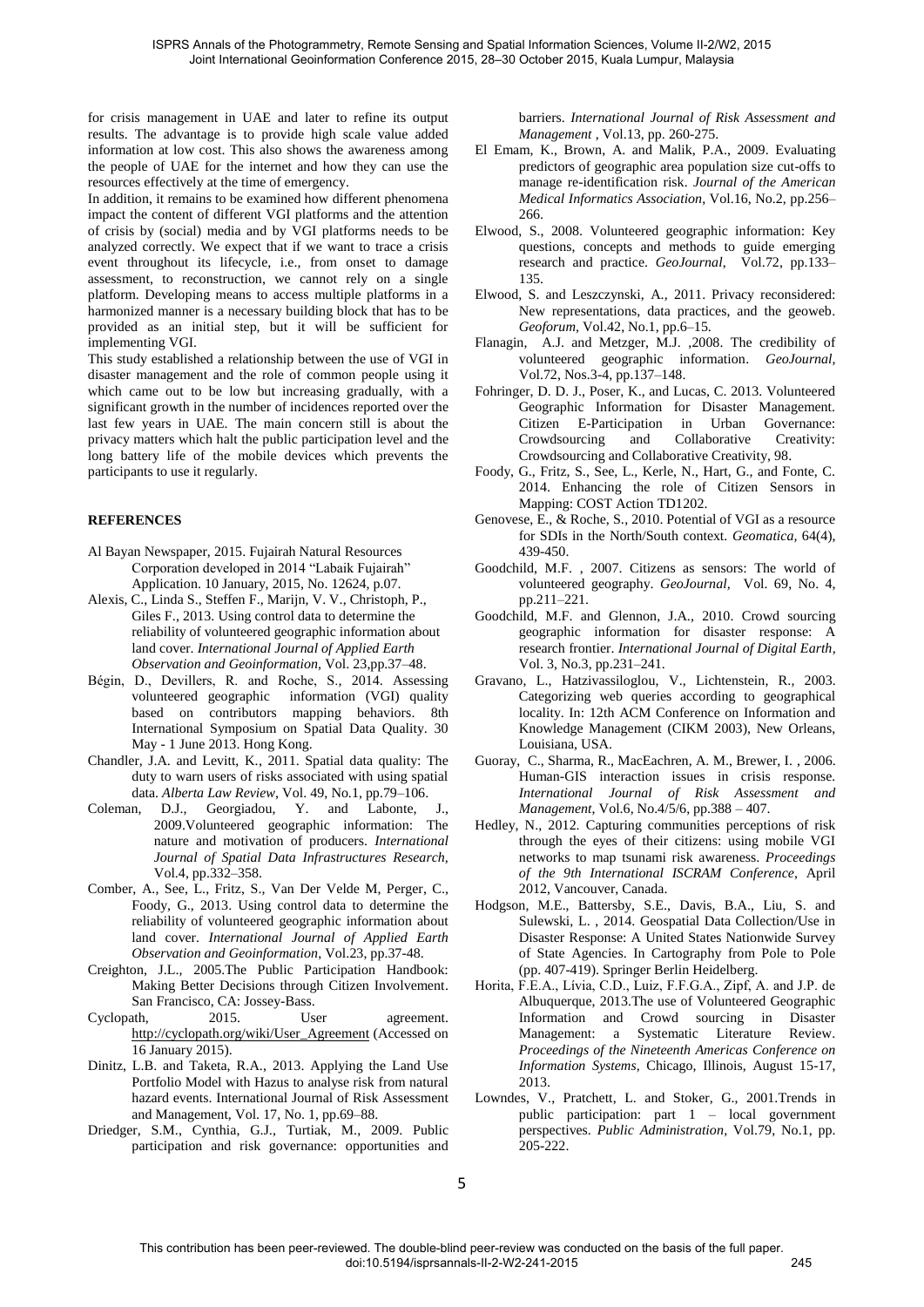for crisis management in UAE and later to refine its output results. The advantage is to provide high scale value added information at low cost. This also shows the awareness among the people of UAE for the internet and how they can use the resources effectively at the time of emergency.

In addition, it remains to be examined how different phenomena impact the content of different VGI platforms and the attention of crisis by (social) media and by VGI platforms needs to be analyzed correctly. We expect that if we want to trace a crisis event throughout its lifecycle, i.e., from onset to damage assessment, to reconstruction, we cannot rely on a single platform. Developing means to access multiple platforms in a harmonized manner is a necessary building block that has to be provided as an initial step, but it will be sufficient for implementing VGI.

This study established a relationship between the use of VGI in disaster management and the role of common people using it which came out to be low but increasing gradually, with a significant growth in the number of incidences reported over the last few years in UAE. The main concern still is about the privacy matters which halt the public participation level and the long battery life of the mobile devices which prevents the participants to use it regularly.

## REFERENCES

Al Bayan Newspaper, 2015. Fujairah Natural Resources Corporation developed in 2014 "Labaik Fujairah" Application. 10 January, 2015, No. 12624, p.07.

Alexis, C., Linda S., Steffen F., Marijn, V. V., Christoph, P., Giles F., 2013. Using control data to determine the reliability of volunteered geographic information about land cover. *International Journal of Applied Earth Observation and Geoinformation*, Vol. 23,pp.37–48.

Bégin, D., Devillers, R. and Roche, S., 2014. Assessing volunteered geographic information (VGI) quality based on contributors mapping behaviors. 8th International Symposium on Spatial Data Quality. 30 May - 1 June 2013. Hong Kong.

Chandler, J.A. and Levitt, K., 2011. Spatial data quality: The duty to warn users of risks associated with using spatial data. *Alberta Law Review*, Vol. 49, No.1, pp.79–106.

Coleman, D.J., Georgiadou, Y. and Labonte, J., 2009.Volunteered geographic information: The nature and motivation of producers. *International Journal of Spatial Data Infrastructures Research*, Vol.4, pp.332–358.

Comber, A., See, L., Fritz, S., Van Der Velde M, Perger, C., Foody, G., 2013. Using control data to determine the reliability of volunteered geographic information about land cover. *International Journal of Applied Earth Observation and Geoinformation*, Vol.23, pp.37-48.

Creighton, J.L., 2005.The Public Participation Handbook: Making Better Decisions through Citizen Involvement. San Francisco, CA: Jossey-Bass.

Cyclopath, 2015. User agreement. http://cyclopath.org/wiki/User_Agreement (Accessed on 16 January 2015).

Dinitz, L.B. and Taketa, R.A., 2013. Applying the Land Use Portfolio Model with Hazus to analyse risk from natural hazard events. International Journal of Risk Assessment and Management, Vol. 17, No. 1, pp.69–88.

Driedger, S.M., Cynthia, G.J., Turtiak, M., 2009. Public participation and risk governance: opportunities and barriers. *International Journal of Risk Assessment and Management* , Vol.13, pp. 260-275.

El Emam, K., Brown, A. and Malik, P.A., 2009. Evaluating predictors of geographic area population size cut-offs to manage re-identification risk. *Journal of the American Medical Informatics Association*, Vol.16, No.2, pp.256–266.

Elwood, S., 2008. Volunteered geographic information: Key questions, concepts and methods to guide emerging research and practice. *GeoJournal*, Vol.72, pp.133–135.

Elwood, S. and Leszczynski, A., 2011. Privacy reconsidered: New representations, data practices, and the geoweb. *Geoforum*, Vol.42, No.1, pp.6–15.

Flanagin, A.J. and Metzger, M.J. ,2008. The credibility of volunteered geographic information. *GeoJournal*, Vol.72, Nos.3-4, pp.137–148.

Fohringer, D. D. J., Poser, K., and Lucas, C. 2013. Volunteered Geographic Information for Disaster Management. Citizen E-Participation in Urban Governance: Crowdsourcing and Collaborative Creativity: Crowdsourcing and Collaborative Creativity, 98.

Foody, G., Fritz, S., See, L., Kerle, N., Hart, G., and Fonte, C. 2014. Enhancing the role of Citizen Sensors in Mapping: COST Action TD1202.

Genovese, E., & Roche, S., 2010. Potential of VGI as a resource for SDIs in the North/South context. *Geomatica*, 64(4), 439-450.

Goodchild, M.F. , 2007. Citizens as sensors: The world of volunteered geography. *GeoJournal*, Vol. 69, No. 4, pp.211–221.

Goodchild, M.F. and Glennon, J.A., 2010. Crowd sourcing geographic information for disaster response: A research frontier. *International Journal of Digital Earth*, Vol. 3, No.3, pp.231–241.

Gravano, L., Hatzivassiloglou, V., Lichtenstein, R., 2003. Categorizing web queries according to geographical locality. In: 12th ACM Conference on Information and Knowledge Management (CIKM 2003), New Orleans, Louisiana, USA.

Guoray, C., Sharma, R., MacEachren, A. M., Brewer, I. , 2006. Human-GIS interaction issues in crisis response. *International Journal of Risk Assessment and Management*, Vol.6, No.4/5/6, pp.388 – 407.

Hedley, N., 2012. Capturing communities perceptions of risk through the eyes of their citizens: using mobile VGI networks to map tsunami risk awareness. *Proceedings of the 9th International ISCRAM Conference*, April 2012, Vancouver, Canada.

Hodgson, M.E., Battersby, S.E., Davis, B.A., Liu, S. and Sulewski, L. , 2014. Geospatial Data Collection/Use in Disaster Response: A United States Nationwide Survey of State Agencies. In Cartography from Pole to Pole (pp. 407-419). Springer Berlin Heidelberg.

Horita, F.E.A., Livia, C.D., Luiz, F.F.G.A., Zipf, A. and J.P. de Albuquerque, 2013.The use of Volunteered Geographic Information and Crowd sourcing in Disaster Management: a Systematic Literature Review. *Proceedings of the Nineteenth Americas Conference on Information Systems*, Chicago, Illinois, August 15-17, 2013.

Lowndes, V., Pratchett, L. and Stoker, G., 2001.Trends in public participation: part 1 – local government perspectives. *Public Administration*, Vol.79, No.1, pp. 205-222.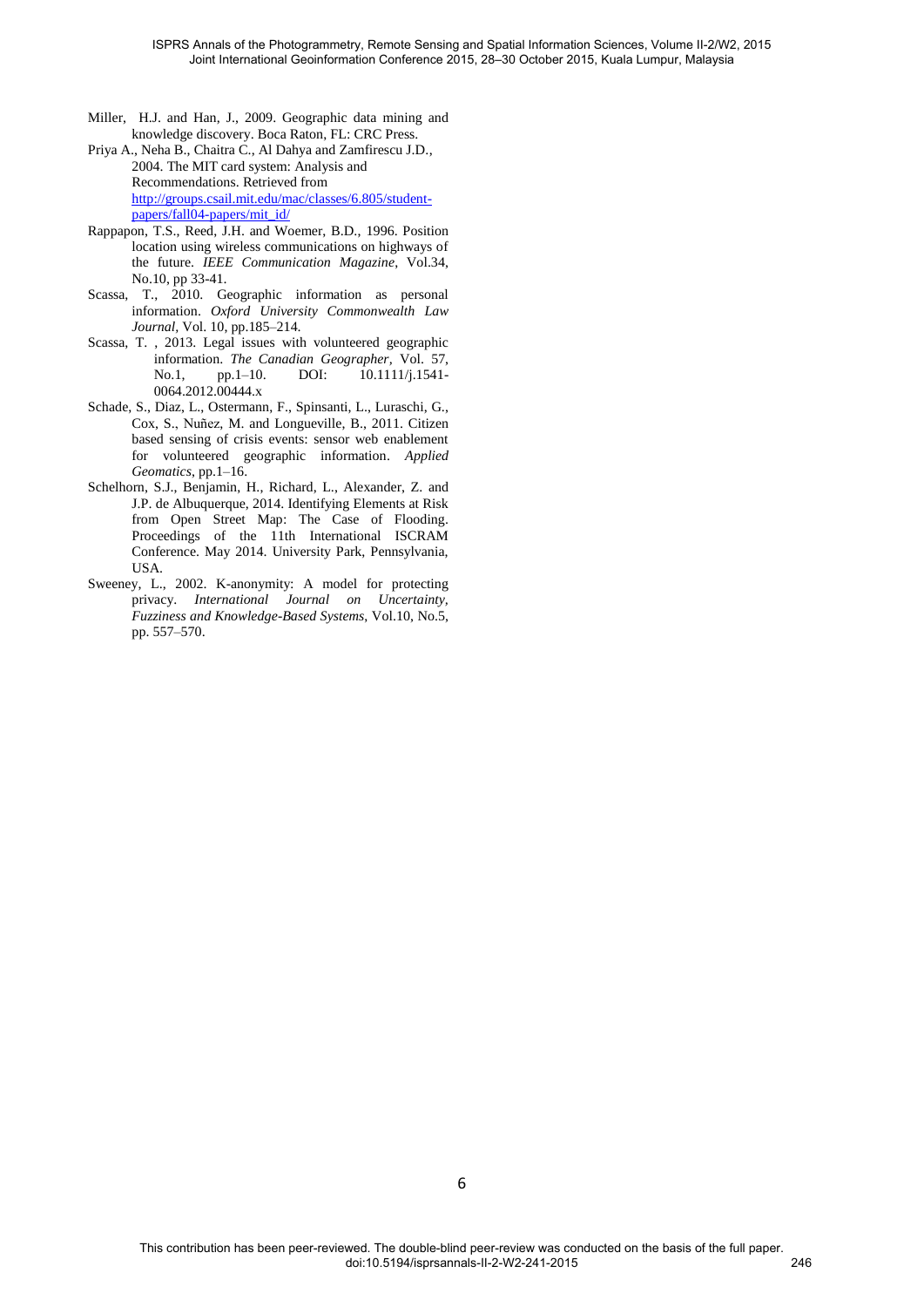Miller, H.J. and Han, J., 2009. Geographic data mining and knowledge discovery. Boca Raton, FL: CRC Press.

Priya A., Neha B., Chaitra C., Al Dahya and Zamfirescu J.D., 2004. The MIT card system: Analysis and Recommendations. Retrieved from http://groups.csail.mit.edu/mac/classes/6.805/student-papers/fall04-papers/mit_id/

Rappapon, T.S., Reed, J.H. and Woemer, B.D., 1996. Position location using wireless communications on highways of the future. *IEEE Communication Magazine*, Vol.34, No.10, pp 33-41.

Scassa, T., 2010. Geographic information as personal information. *Oxford University Commonwealth Law Journal*, Vol. 10, pp.185–214.

Scassa, T. , 2013. Legal issues with volunteered geographic information. *The Canadian Geographer*, Vol. 57, No.1, pp.1–10. DOI: 10.1111/j.1541-0064.2012.00444.x

Schade, S., Diaz, L., Ostermann, F., Spinsanti, L., Luraschi, G., Cox, S., Nuñez, M. and Longueville, B., 2011. Citizen based sensing of crisis events: sensor web enablement for volunteered geographic information. *Applied Geomatics*, pp.1–16.

Schelhorn, S.J., Benjamin, H., Richard, L., Alexander, Z. and J.P. de Albuquerque, 2014. Identifying Elements at Risk from Open Street Map: The Case of Flooding. Proceedings of the 11th International ISCRAM Conference. May 2014. University Park, Pennsylvania, USA.

Sweeney, L., 2002. K-anonymity: A model for protecting privacy. *International Journal on Uncertainty, Fuzziness and Knowledge-Based Systems*, Vol.10, No.5, pp. 557–570.